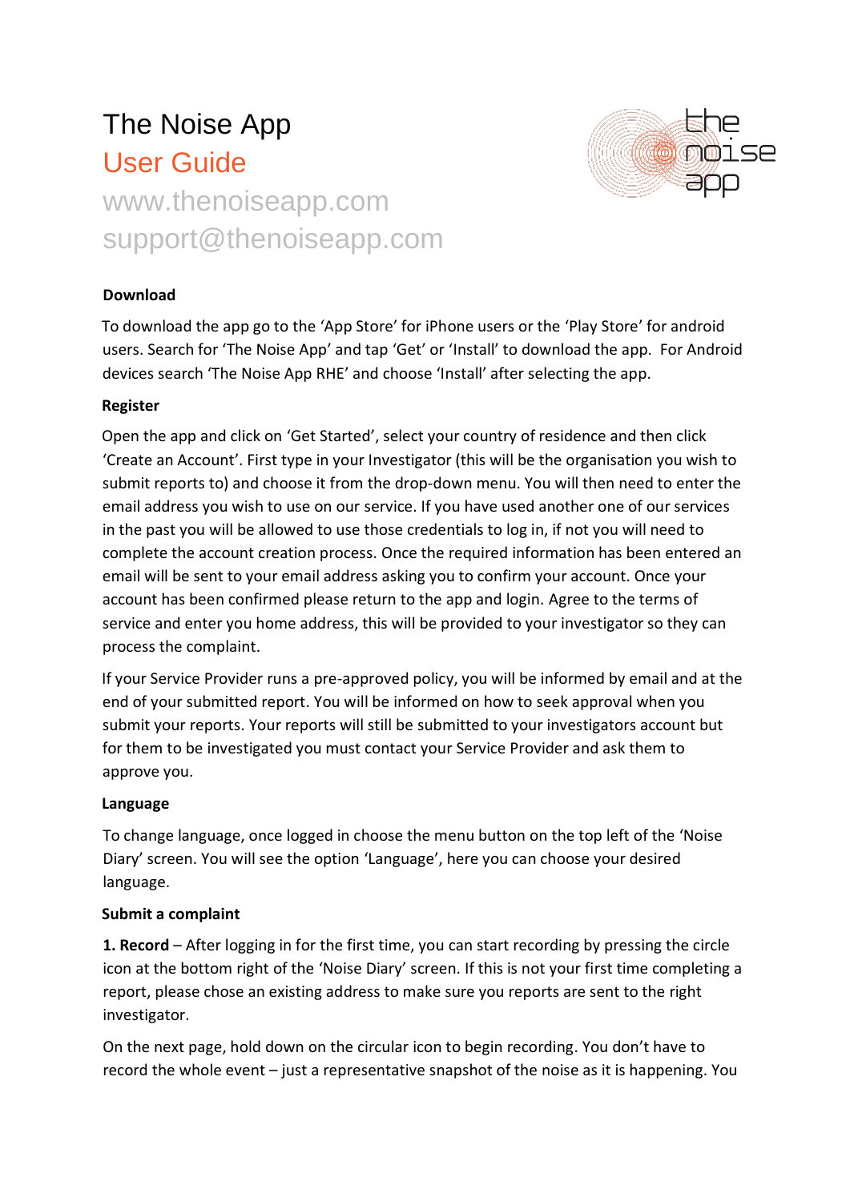# The Noise App

## User Guide

www.thenoiseapp.com

support@thenoiseapp.com

**Download**

To download the app go to the ‘App Store’ for iPhone users or the ‘Play Store’ for android users. Search for ‘The Noise App’ and tap ‘Get’ or ‘Install’ to download the app. For Android devices search ‘The Noise App RHE’ and choose ‘Install’ after selecting the app.

**Register**

Open the app and click on ‘Get Started’, select your country of residence and then click ‘Create an Account’. First type in your Investigator (this will be the organisation you wish to submit reports to) and choose it from the drop-down menu. You will then need to enter the email address you wish to use on our service. If you have used another one of our services in the past you will be allowed to use those credentials to log in, if not you will need to complete the account creation process. Once the required information has been entered an email will be sent to your email address asking you to confirm your account. Once your account has been confirmed please return to the app and login. Agree to the terms of service and enter you home address, this will be provided to your investigator so they can process the complaint.

If your Service Provider runs a pre-approved policy, you will be informed by email and at the end of your submitted report. You will be informed on how to seek approval when you submit your reports. Your reports will still be submitted to your investigators account but for them to be investigated you must contact your Service Provider and ask them to approve you.

**Language**

To change language, once logged in choose the menu button on the top left of the ‘Noise Diary’ screen. You will see the option ‘Language’, here you can choose your desired language.

**Submit a complaint**

**1. Record** – After logging in for the first time, you can start recording by pressing the circle icon at the bottom right of the ‘Noise Diary’ screen. If this is not your first time completing a report, please chose an existing address to make sure you reports are sent to the right investigator.

On the next page, hold down on the circular icon to begin recording. You don’t have to record the whole event – just a representative snapshot of the noise as it is happening. You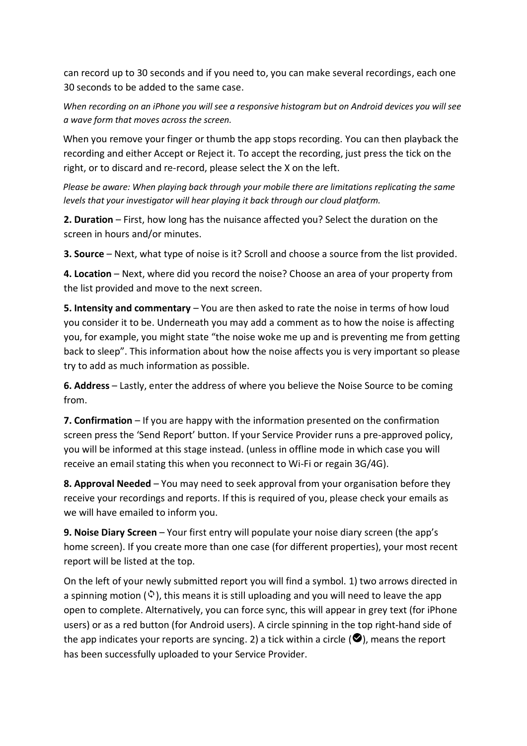can record up to 30 seconds and if you need to, you can make several recordings, each one 30 seconds to be added to the same case.

*When recording on an iPhone you will see a responsive histogram but on Android devices you will see a wave form that moves across the screen.*

When you remove your finger or thumb the app stops recording. You can then playback the recording and either Accept or Reject it. To accept the recording, just press the tick on the right, or to discard and re-record, please select the X on the left.

*Please be aware: When playing back through your mobile there are limitations replicating the same levels that your investigator will hear playing it back through our cloud platform.*

**2. Duration** – First, how long has the nuisance affected you? Select the duration on the screen in hours and/or minutes.

**3. Source** – Next, what type of noise is it? Scroll and choose a source from the list provided.

**4. Location** – Next, where did you record the noise? Choose an area of your property from the list provided and move to the next screen.

**5. Intensity and commentary** – You are then asked to rate the noise in terms of how loud you consider it to be. Underneath you may add a comment as to how the noise is affecting you, for example, you might state "the noise woke me up and is preventing me from getting back to sleep". This information about how the noise affects you is very important so please try to add as much information as possible.

**6. Address** – Lastly, enter the address of where you believe the Noise Source to be coming from.

**7. Confirmation** – If you are happy with the information presented on the confirmation screen press the 'Send Report' button. If your Service Provider runs a pre-approved policy, you will be informed at this stage instead. (unless in offline mode in which case you will receive an email stating this when you reconnect to Wi-Fi or regain 3G/4G).

**8. Approval Needed** – You may need to seek approval from your organisation before they receive your recordings and reports. If this is required of you, please check your emails as we will have emailed to inform you.

**9. Noise Diary Screen** – Your first entry will populate your noise diary screen (the app's home screen). If you create more than one case (for different properties), your most recent report will be listed at the top.

On the left of your newly submitted report you will find a symbol. 1) two arrows directed in a spinning motion (🗘), this means it is still uploading and you will need to leave the app open to complete. Alternatively, you can force sync, this will appear in grey text (for iPhone users) or as a red button (for Android users). A circle spinning in the top right-hand side of the app indicates your reports are syncing. 2) a tick within a circle (✔), means the report has been successfully uploaded to your Service Provider.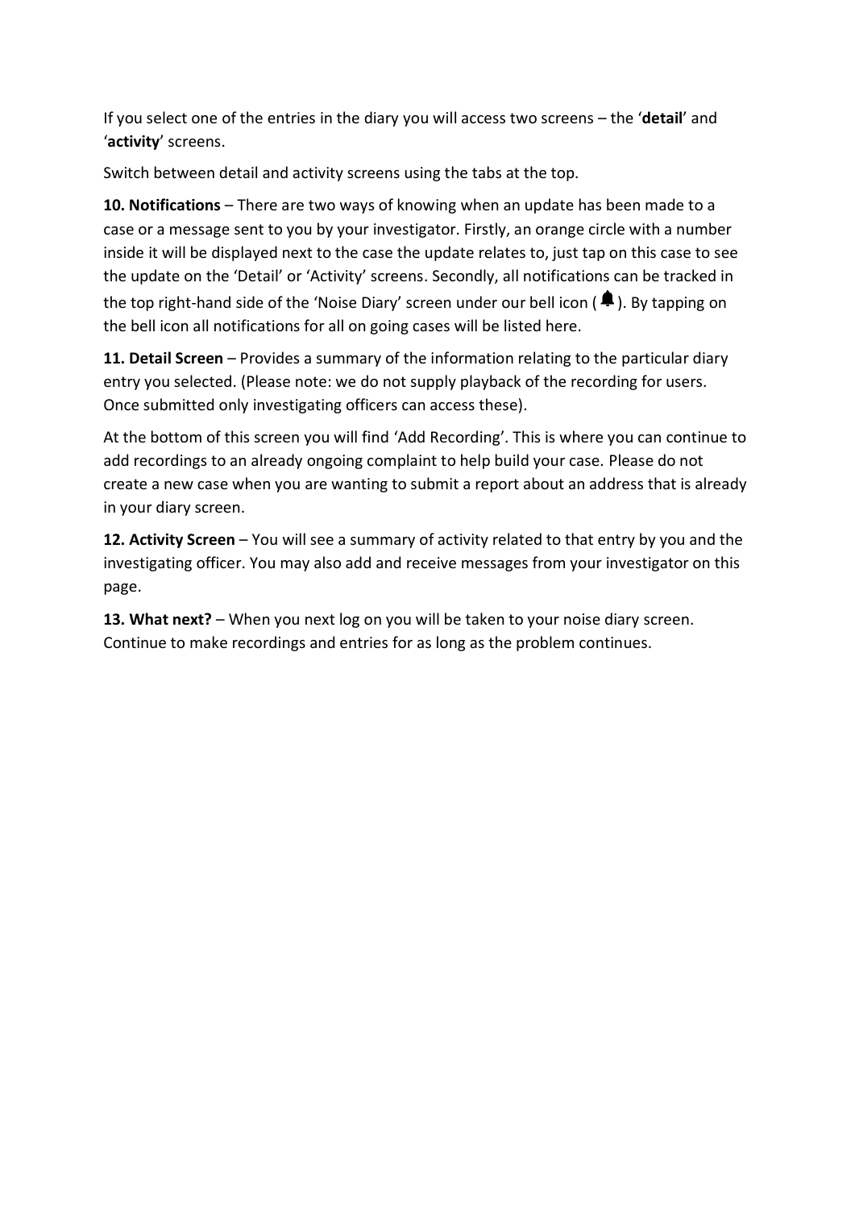If you select one of the entries in the diary you will access two screens – the '**detail**' and '**activity**' screens.

Switch between detail and activity screens using the tabs at the top.

**10. Notifications** – There are two ways of knowing when an update has been made to a case or a message sent to you by your investigator. Firstly, an orange circle with a number inside it will be displayed next to the case the update relates to, just tap on this case to see the update on the 'Detail' or 'Activity' screens. Secondly, all notifications can be tracked in the top right-hand side of the 'Noise Diary' screen under our bell icon (🔔). By tapping on the bell icon all notifications for all on going cases will be listed here.

**11. Detail Screen** – Provides a summary of the information relating to the particular diary entry you selected. (Please note: we do not supply playback of the recording for users. Once submitted only investigating officers can access these).

At the bottom of this screen you will find 'Add Recording'. This is where you can continue to add recordings to an already ongoing complaint to help build your case. Please do not create a new case when you are wanting to submit a report about an address that is already in your diary screen.

**12. Activity Screen** – You will see a summary of activity related to that entry by you and the investigating officer. You may also add and receive messages from your investigator on this page.

**13. What next?** – When you next log on you will be taken to your noise diary screen. Continue to make recordings and entries for as long as the problem continues.